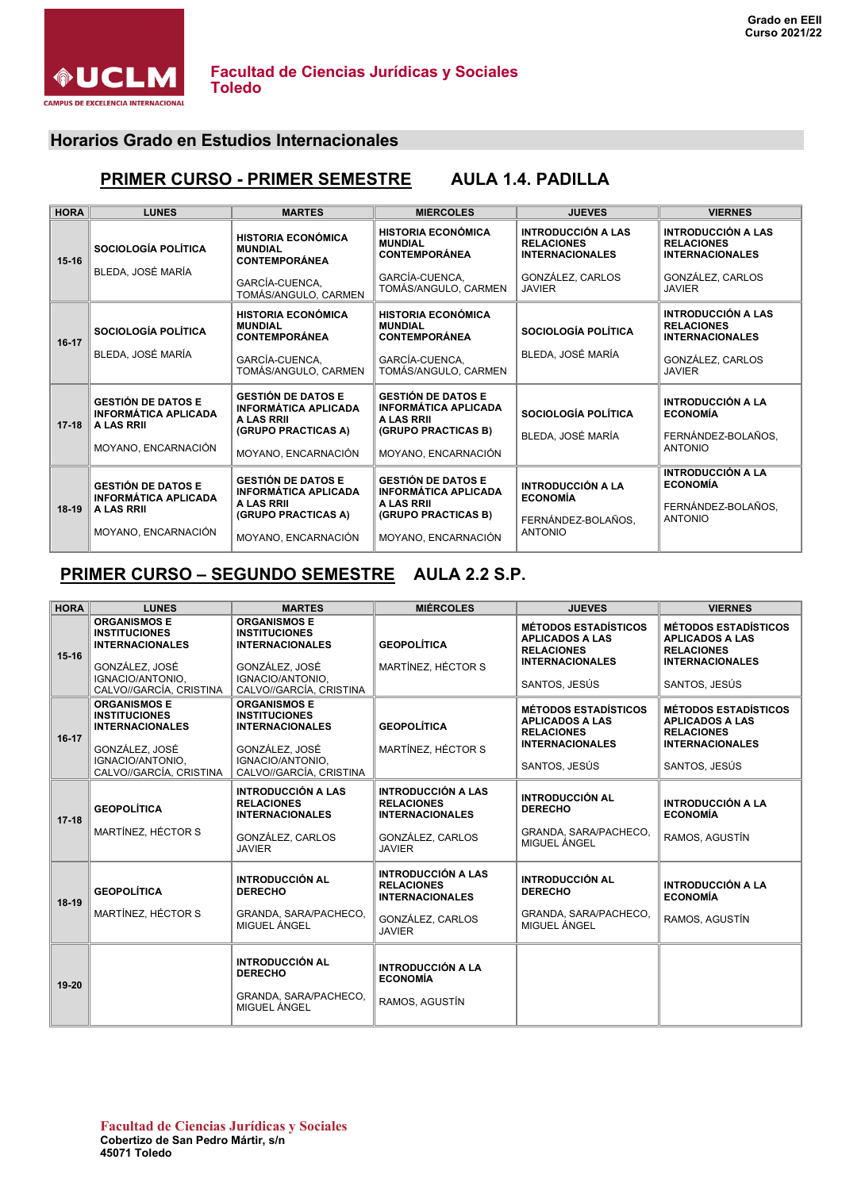Grado en EEII
Curso 2021/22

**Facultad de Ciencias Jurídicas y Sociales**
**Toledo**

## Horarios Grado en Estudios Internacionales

### PRIMER CURSO - PRIMER SEMESTRE AULA 1.4. PADILLA

| HORA | LUNES | MARTES | MIERCOLES | JUEVES | VIERNES |
|---|---|---|---|---|---|
| 15-16 | **SOCIOLOGÍA POLÍTICA** BLEDA, JOSÉ MARÍA | **HISTORIA ECONÓMICA MUNDIAL CONTEMPORÁNEA** GARCÍA-CUENCA, TOMÁS/ANGULO, CARMEN | **HISTORIA ECONÓMICA MUNDIAL CONTEMPORÁNEA** GARCÍA-CUENCA, TOMÁS/ANGULO, CARMEN | **INTRODUCCIÓN A LAS RELACIONES INTERNACIONALES** GONZÁLEZ, CARLOS JAVIER | **INTRODUCCIÓN A LAS RELACIONES INTERNACIONALES** GONZÁLEZ, CARLOS JAVIER |
| 16-17 | **SOCIOLOGÍA POLÍTICA** BLEDA, JOSÉ MARÍA | **HISTORIA ECONÓMICA MUNDIAL CONTEMPORÁNEA** GARCÍA-CUENCA, TOMÁS/ANGULO, CARMEN | **HISTORIA ECONÓMICA MUNDIAL CONTEMPORÁNEA** GARCÍA-CUENCA, TOMÁS/ANGULO, CARMEN | **SOCIOLOGÍA POLÍTICA** BLEDA, JOSÉ MARÍA | **INTRODUCCIÓN A LAS RELACIONES INTERNACIONALES** GONZÁLEZ, CARLOS JAVIER |
| 17-18 | **GESTIÓN DE DATOS E INFORMÁTICA APLICADA A LAS RRII** MOYANO, ENCARNACIÓN | **GESTIÓN DE DATOS E INFORMÁTICA APLICADA A LAS RRII (GRUPO PRACTICAS A)** MOYANO, ENCARNACIÓN | **GESTIÓN DE DATOS E INFORMÁTICA APLICADA A LAS RRII (GRUPO PRACTICAS B)** MOYANO, ENCARNACIÓN | **SOCIOLOGÍA POLÍTICA** BLEDA, JOSÉ MARÍA | **INTRODUCCIÓN A LA ECONOMÍA** FERNÁNDEZ-BOLAÑOS, ANTONIO |
| 18-19 | **GESTIÓN DE DATOS E INFORMÁTICA APLICADA A LAS RRII** MOYANO, ENCARNACIÓN | **GESTIÓN DE DATOS E INFORMÁTICA APLICADA A LAS RRII (GRUPO PRACTICAS A)** MOYANO, ENCARNACIÓN | **GESTIÓN DE DATOS E INFORMÁTICA APLICADA A LAS RRII (GRUPO PRACTICAS B)** MOYANO, ENCARNACIÓN | **INTRODUCCIÓN A LA ECONOMÍA** FERNÁNDEZ-BOLAÑOS, ANTONIO | **INTRODUCCIÓN A LA ECONOMÍA** FERNÁNDEZ-BOLAÑOS, ANTONIO |

### PRIMER CURSO – SEGUNDO SEMESTRE AULA 2.2 S.P.

| HORA | LUNES | MARTES | MIÉRCOLES | JUEVES | VIERNES |
|---|---|---|---|---|---|
| 15-16 | **ORGANISMOS E INSTITUCIONES INTERNACIONALES** GONZÁLEZ, JOSÉ IGNACIO/ANTONIO, CALVO//GARCÍA, CRISTINA | **ORGANISMOS E INSTITUCIONES INTERNACIONALES** GONZÁLEZ, JOSÉ IGNACIO/ANTONIO, CALVO//GARCÍA, CRISTINA | **GEOPOLÍTICA** MARTÍNEZ, HÉCTOR S | **MÉTODOS ESTADÍSTICOS APLICADOS A LAS RELACIONES INTERNACIONALES** SANTOS, JESÚS | **MÉTODOS ESTADÍSTICOS APLICADOS A LAS RELACIONES INTERNACIONALES** SANTOS, JESÚS |
| 16-17 | **ORGANISMOS E INSTITUCIONES INTERNACIONALES** GONZÁLEZ, JOSÉ IGNACIO/ANTONIO, CALVO//GARCÍA, CRISTINA | **ORGANISMOS E INSTITUCIONES INTERNACIONALES** GONZÁLEZ, JOSÉ IGNACIO/ANTONIO, CALVO//GARCÍA, CRISTINA | **GEOPOLÍTICA** MARTÍNEZ, HÉCTOR S | **MÉTODOS ESTADÍSTICOS APLICADOS A LAS RELACIONES INTERNACIONALES** SANTOS, JESÚS | **MÉTODOS ESTADÍSTICOS APLICADOS A LAS RELACIONES INTERNACIONALES** SANTOS, JESÚS |
| 17-18 | **GEOPOLÍTICA** MARTÍNEZ, HÉCTOR S | **INTRODUCCIÓN A LAS RELACIONES INTERNACIONALES** GONZÁLEZ, CARLOS JAVIER | **INTRODUCCIÓN A LAS RELACIONES INTERNACIONALES** GONZÁLEZ, CARLOS JAVIER | **INTRODUCCIÓN AL DERECHO** GRANDA, SARA/PACHECO, MIGUEL ÁNGEL | **INTRODUCCIÓN A LA ECONOMÍA** RAMOS, AGUSTÍN |
| 18-19 | **GEOPOLÍTICA** MARTÍNEZ, HÉCTOR S | **INTRODUCCIÓN AL DERECHO** GRANDA, SARA/PACHECO, MIGUEL ÁNGEL | **INTRODUCCIÓN A LAS RELACIONES INTERNACIONALES** GONZÁLEZ, CARLOS JAVIER | **INTRODUCCIÓN AL DERECHO** GRANDA, SARA/PACHECO, MIGUEL ÁNGEL | **INTRODUCCIÓN A LA ECONOMÍA** RAMOS, AGUSTÍN |
| 19-20 | | **INTRODUCCIÓN AL DERECHO** GRANDA, SARA/PACHECO, MIGUEL ÁNGEL | **INTRODUCCIÓN A LA ECONOMÍA** RAMOS, AGUSTÍN | | |

**Facultad de Ciencias Jurídicas y Sociales**
Cobertizo de San Pedro Mártir, s/n
45071 Toledo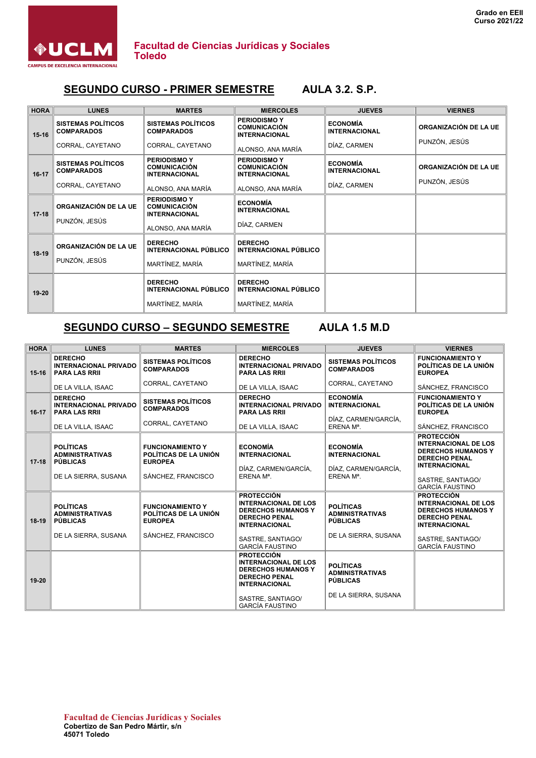Grado en EEII
Curso 2021/22

**Facultad de Ciencias Jurídicas y Sociales**
**Toledo**

## SEGUNDO CURSO - PRIMER SEMESTRE AULA 3.2. S.P.

| HORA | LUNES | MARTES | MIÉRCOLES | JUEVES | VIERNES |
|---|---|---|---|---|---|
| 15-16 | **SISTEMAS POLÍTICOS COMPARADOS** CORRAL, CAYETANO | **SISTEMAS POLÍTICOS COMPARADOS** CORRAL, CAYETANO | **PERIODISMO Y COMUNICACIÓN INTERNACIONAL** ALONSO, ANA MARÍA | **ECONOMÍA INTERNACIONAL** DÍAZ, CARMEN | **ORGANIZACIÓN DE LA UE** PUNZÓN, JESÚS |
| 16-17 | **SISTEMAS POLÍTICOS COMPARADOS** CORRAL, CAYETANO | **PERIODISMO Y COMUNICACIÓN INTERNACIONAL** ALONSO, ANA MARÍA | **PERIODISMO Y COMUNICACIÓN INTERNACIONAL** ALONSO, ANA MARÍA | **ECONOMÍA INTERNACIONAL** DÍAZ, CARMEN | **ORGANIZACIÓN DE LA UE** PUNZÓN, JESÚS |
| 17-18 | **ORGANIZACIÓN DE LA UE** PUNZÓN, JESÚS | **PERIODISMO Y COMUNICACIÓN INTERNACIONAL** ALONSO, ANA MARÍA | **ECONOMÍA INTERNACIONAL** DÍAZ, CARMEN | | |
| 18-19 | **ORGANIZACIÓN DE LA UE** PUNZÓN, JESÚS | **DERECHO INTERNACIONAL PÚBLICO** MARTÍNEZ, MARÍA | **DERECHO INTERNACIONAL PÚBLICO** MARTÍNEZ, MARÍA | | |
| 19-20 | | **DERECHO INTERNACIONAL PÚBLICO** MARTÍNEZ, MARÍA | **DERECHO INTERNACIONAL PÚBLICO** MARTÍNEZ, MARÍA | | |

## SEGUNDO CURSO – SEGUNDO SEMESTRE AULA 1.5 M.D

| HORA | LUNES | MARTES | MIÉRCOLES | JUEVES | VIERNES |
|---|---|---|---|---|---|
| 15-16 | **DERECHO INTERNACIONAL PRIVADO PARA LAS RRII** DE LA VILLA, ISAAC | **SISTEMAS POLÍTICOS COMPARADOS** CORRAL, CAYETANO | **DERECHO INTERNACIONAL PRIVADO PARA LAS RRII** DE LA VILLA, ISAAC | **SISTEMAS POLÍTICOS COMPARADOS** CORRAL, CAYETANO | **FUNCIONAMIENTO Y POLÍTICAS DE LA UNIÓN EUROPEA** SÁNCHEZ, FRANCISCO |
| 16-17 | **DERECHO INTERNACIONAL PRIVADO PARA LAS RRII** DE LA VILLA, ISAAC | **SISTEMAS POLÍTICOS COMPARADOS** CORRAL, CAYETANO | **DERECHO INTERNACIONAL PRIVADO PARA LAS RRII** DE LA VILLA, ISAAC | **ECONOMÍA INTERNACIONAL** DÍAZ, CARMEN/GARCÍA, ERENA Mª. | **FUNCIONAMIENTO Y POLÍTICAS DE LA UNIÓN EUROPEA** SÁNCHEZ, FRANCISCO |
| 17-18 | **POLÍTICAS ADMINISTRATIVAS PÚBLICAS** DE LA SIERRA, SUSANA | **FUNCIONAMIENTO Y POLÍTICAS DE LA UNIÓN EUROPEA** SÁNCHEZ, FRANCISCO | **ECONOMÍA INTERNACIONAL** DÍAZ, CARMEN/GARCÍA, ERENA Mª. | **ECONOMÍA INTERNACIONAL** DÍAZ, CARMEN/GARCÍA, ERENA Mª. | **PROTECCIÓN INTERNACIONAL DE LOS DERECHOS HUMANOS Y DERECHO PENAL INTERNACIONAL** SASTRE, SANTIAGO/ GARCÍA FAUSTINO |
| 18-19 | **POLÍTICAS ADMINISTRATIVAS PÚBLICAS** DE LA SIERRA, SUSANA | **FUNCIONAMIENTO Y POLÍTICAS DE LA UNIÓN EUROPEA** SÁNCHEZ, FRANCISCO | **PROTECCIÓN INTERNACIONAL DE LOS DERECHOS HUMANOS Y DERECHO PENAL INTERNACIONAL** SASTRE, SANTIAGO/ GARCÍA FAUSTINO | **POLÍTICAS ADMINISTRATIVAS PÚBLICAS** DE LA SIERRA, SUSANA | **PROTECCIÓN INTERNACIONAL DE LOS DERECHOS HUMANOS Y DERECHO PENAL INTERNACIONAL** SASTRE, SANTIAGO/ GARCÍA FAUSTINO |
| 19-20 | | | **PROTECCIÓN INTERNACIONAL DE LOS DERECHOS HUMANOS Y DERECHO PENAL INTERNACIONAL** SASTRE, SANTIAGO/ GARCÍA FAUSTINO | **POLÍTICAS ADMINISTRATIVAS PÚBLICAS** DE LA SIERRA, SUSANA | |

**Facultad de Ciencias Jurídicas y Sociales**
Cobertizo de San Pedro Mártir, s/n
45071 Toledo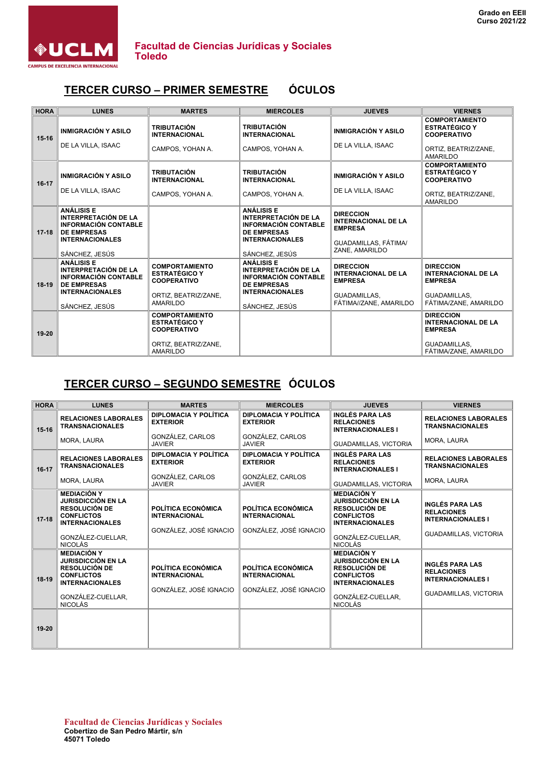Grado en EEII
Curso 2021/22

**Facultad de Ciencias Jurídicas y Sociales**
**Toledo**

## TERCER CURSO – PRIMER SEMESTRE ÓCULOS

| HORA | LUNES | MARTES | MIÉRCOLES | JUEVES | VIERNES |
|---|---|---|---|---|---|
| 15-16 | **INMIGRACIÓN Y ASILO** DE LA VILLA, ISAAC | **TRIBUTACIÓN INTERNACIONAL** CAMPOS, YOHAN A. | **TRIBUTACIÓN INTERNACIONAL** CAMPOS, YOHAN A. | **INMIGRACIÓN Y ASILO** DE LA VILLA, ISAAC | **COMPORTAMIENTO ESTRATÉGICO Y COOPERATIVO** ORTIZ, BEATRIZ/ZANE, AMARILDO |
| 16-17 | **INMIGRACIÓN Y ASILO** DE LA VILLA, ISAAC | **TRIBUTACIÓN INTERNACIONAL** CAMPOS, YOHAN A. | **TRIBUTACIÓN INTERNACIONAL** CAMPOS, YOHAN A. | **INMIGRACIÓN Y ASILO** DE LA VILLA, ISAAC | **COMPORTAMIENTO ESTRATÉGICO Y COOPERATIVO** ORTIZ, BEATRIZ/ZANE, AMARILDO |
| 17-18 | **ANÁLISIS E INTERPRETACIÓN DE LA INFORMACIÓN CONTABLE DE EMPRESAS INTERNACIONALES** SÁNCHEZ, JESÚS | | **ANÁLISIS E INTERPRETACIÓN DE LA INFORMACIÓN CONTABLE DE EMPRESAS INTERNACIONALES** SÁNCHEZ, JESÚS | **DIRECCION INTERNACIONAL DE LA EMPRESA** GUADAMILLAS, FÁTIMA/ ZANE, AMARILDO | |
| 18-19 | **ANÁLISIS E INTERPRETACIÓN DE LA INFORMACIÓN CONTABLE DE EMPRESAS INTERNACIONALES** SÁNCHEZ, JESÚS | **COMPORTAMIENTO ESTRATÉGICO Y COOPERATIVO** ORTIZ, BEATRIZ/ZANE, AMARILDO | **ANÁLISIS E INTERPRETACIÓN DE LA INFORMACIÓN CONTABLE DE EMPRESAS INTERNACIONALES** SÁNCHEZ, JESÚS | **DIRECCION INTERNACIONAL DE LA EMPRESA** GUADAMILLAS, FÁTIMA//ZANE, AMARILDO | **DIRECCION INTERNACIONAL DE LA EMPRESA** GUADAMILLAS, FÁTIMA/ZANE, AMARILDO |
| 19-20 | | **COMPORTAMIENTO ESTRATÉGICO Y COOPERATIVO** ORTIZ, BEATRIZ/ZANE, AMARILDO | | | **DIRECCION INTERNACIONAL DE LA EMPRESA** GUADAMILLAS, FÁTIMA/ZANE, AMARILDO |

## TERCER CURSO – SEGUNDO SEMESTRE ÓCULOS

| HORA | LUNES | MARTES | MIERCOLES | JUEVES | VIERNES |
|---|---|---|---|---|---|
| 15-16 | **RELACIONES LABORALES TRANSNACIONALES** MORA, LAURA | **DIPLOMACIA Y POLÍTICA EXTERIOR** GONZÁLEZ, CARLOS JAVIER | **DIPLOMACIA Y POLÍTICA EXTERIOR** GONZÁLEZ, CARLOS JAVIER | **INGLÉS PARA LAS RELACIONES INTERNACIONALES I** GUADAMILLAS, VICTORIA | **RELACIONES LABORALES TRANSNACIONALES** MORA, LAURA |
| 16-17 | **RELACIONES LABORALES TRANSNACIONALES** MORA, LAURA | **DIPLOMACIA Y POLÍTICA EXTERIOR** GONZÁLEZ, CARLOS JAVIER | **DIPLOMACIA Y POLÍTICA EXTERIOR** GONZÁLEZ, CARLOS JAVIER | **INGLÉS PARA LAS RELACIONES INTERNACIONALES I** GUADAMILLAS, VICTORIA | **RELACIONES LABORALES TRANSNACIONALES** MORA, LAURA |
| 17-18 | **MEDIACIÓN Y JURISDICCIÓN EN LA RESOLUCIÓN DE CONFLICTOS INTERNACIONALES** GONZÁLEZ-CUELLAR, NICOLÁS | **POLÍTICA ECONÓMICA INTERNACIONAL** GONZÁLEZ, JOSÉ IGNACIO | **POLÍTICA ECONÓMICA INTERNACIONAL** GONZÁLEZ, JOSÉ IGNACIO | **MEDIACIÓN Y JURISDICCIÓN EN LA RESOLUCIÓN DE CONFLICTOS INTERNACIONALES** GONZÁLEZ-CUELLAR, NICOLÁS | **INGLÉS PARA LAS RELACIONES INTERNACIONALES I** GUADAMILLAS, VICTORIA |
| 18-19 | **MEDIACIÓN Y JURISDICCIÓN EN LA RESOLUCIÓN DE CONFLICTOS INTERNACIONALES** GONZÁLEZ-CUELLAR, NICOLÁS | **POLÍTICA ECONÓMICA INTERNACIONAL** GONZÁLEZ, JOSÉ IGNACIO | **POLÍTICA ECONÓMICA INTERNACIONAL** GONZÁLEZ, JOSÉ IGNACIO | **MEDIACIÓN Y JURISDICCIÓN EN LA RESOLUCIÓN DE CONFLICTOS INTERNACIONALES** GONZÁLEZ-CUELLAR, NICOLÁS | **INGLÉS PARA LAS RELACIONES INTERNACIONALES I** GUADAMILLAS, VICTORIA |
| 19-20 | | | | | |

**Facultad de Ciencias Jurídicas y Sociales**
**Cobertizo de San Pedro Mártir, s/n**
**45071 Toledo**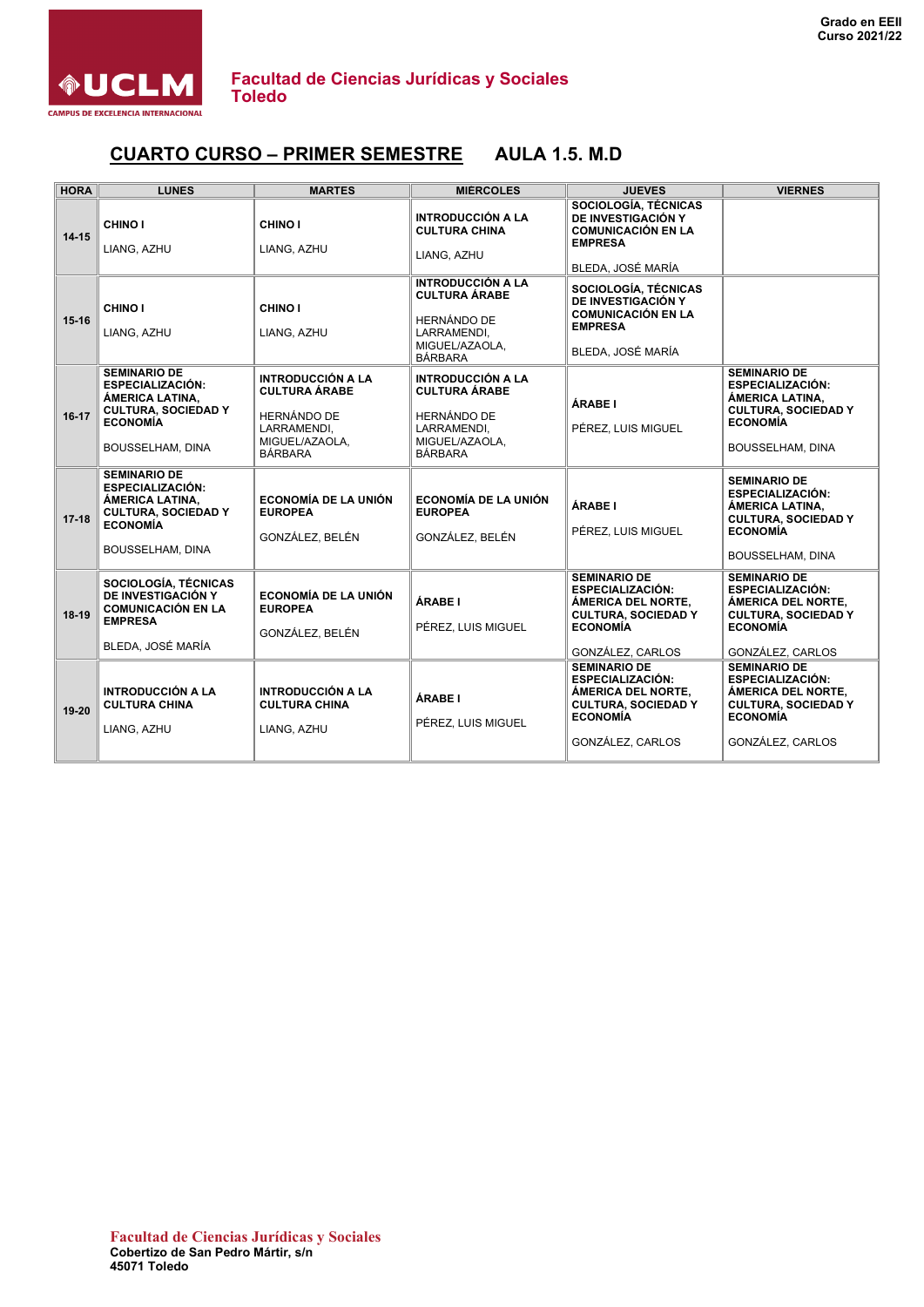Grado en EEII
Curso 2021/22

**Facultad de Ciencias Jurídicas y Sociales**
**Toledo**

## CUARTO CURSO – PRIMER SEMESTRE AULA 1.5. M.D

| HORA | LUNES | MARTES | MIÉRCOLES | JUEVES | VIERNES |
|---|---|---|---|---|---|
| 14-15 | **CHINO I** LIANG, AZHU | **CHINO I** LIANG, AZHU | **INTRODUCCIÓN A LA CULTURA CHINA** LIANG, AZHU | **SOCIOLOGÍA, TÉCNICAS DE INVESTIGACIÓN Y COMUNICACIÓN EN LA EMPRESA** BLEDA, JOSÉ MARÍA | |
| 15-16 | **CHINO I** LIANG, AZHU | **CHINO I** LIANG, AZHU | **INTRODUCCIÓN A LA CULTURA ÁRABE** HERNÁNDO DE LARRAMENDI, MIGUEL/AZAOLA, BÁRBARA | **SOCIOLOGÍA, TÉCNICAS DE INVESTIGACIÓN Y COMUNICACIÓN EN LA EMPRESA** BLEDA, JOSÉ MARÍA | |
| 16-17 | **SEMINARIO DE ESPECIALIZACIÓN: ÁMERICA LATINA, CULTURA, SOCIEDAD Y ECONOMÍA** BOUSSELHAM, DINA | **INTRODUCCIÓN A LA CULTURA ÁRABE** HERNÁNDO DE LARRAMENDI, MIGUEL/AZAOLA, BÁRBARA | **INTRODUCCIÓN A LA CULTURA ÁRABE** HERNÁNDO DE LARRAMENDI, MIGUEL/AZAOLA, BÁRBARA | **ÁRABE I** PÉREZ, LUIS MIGUEL | **SEMINARIO DE ESPECIALIZACIÓN: ÁMERICA LATINA, CULTURA, SOCIEDAD Y ECONOMÍA** BOUSSELHAM, DINA |
| 17-18 | **SEMINARIO DE ESPECIALIZACIÓN: ÁMERICA LATINA, CULTURA, SOCIEDAD Y ECONOMÍA** BOUSSELHAM, DINA | **ECONOMÍA DE LA UNIÓN EUROPEA** GONZÁLEZ, BELÉN | **ECONOMÍA DE LA UNIÓN EUROPEA** GONZÁLEZ, BELÉN | **ÁRABE I** PÉREZ, LUIS MIGUEL | **SEMINARIO DE ESPECIALIZACIÓN: ÁMERICA LATINA, CULTURA, SOCIEDAD Y ECONOMÍA** BOUSSELHAM, DINA |
| 18-19 | **SOCIOLOGÍA, TÉCNICAS DE INVESTIGACIÓN Y COMUNICACIÓN EN LA EMPRESA** BLEDA, JOSÉ MARÍA | **ECONOMÍA DE LA UNIÓN EUROPEA** GONZÁLEZ, BELÉN | **ÁRABE I** PÉREZ, LUIS MIGUEL | **SEMINARIO DE ESPECIALIZACIÓN: ÁMERICA DEL NORTE, CULTURA, SOCIEDAD Y ECONOMÍA** GONZÁLEZ, CARLOS | **SEMINARIO DE ESPECIALIZACIÓN: ÁMERICA DEL NORTE, CULTURA, SOCIEDAD Y ECONOMÍA** GONZÁLEZ, CARLOS |
| 19-20 | **INTRODUCCIÓN A LA CULTURA CHINA** LIANG, AZHU | **INTRODUCCIÓN A LA CULTURA CHINA** LIANG, AZHU | **ÁRABE I** PÉREZ, LUIS MIGUEL | **SEMINARIO DE ESPECIALIZACIÓN: ÁMERICA DEL NORTE, CULTURA, SOCIEDAD Y ECONOMÍA** GONZÁLEZ, CARLOS | **SEMINARIO DE ESPECIALIZACIÓN: ÁMERICA DEL NORTE, CULTURA, SOCIEDAD Y ECONOMÍA** GONZÁLEZ, CARLOS |

**Facultad de Ciencias Jurídicas y Sociales**
**Cobertizo de San Pedro Mártir, s/n**
**45071 Toledo**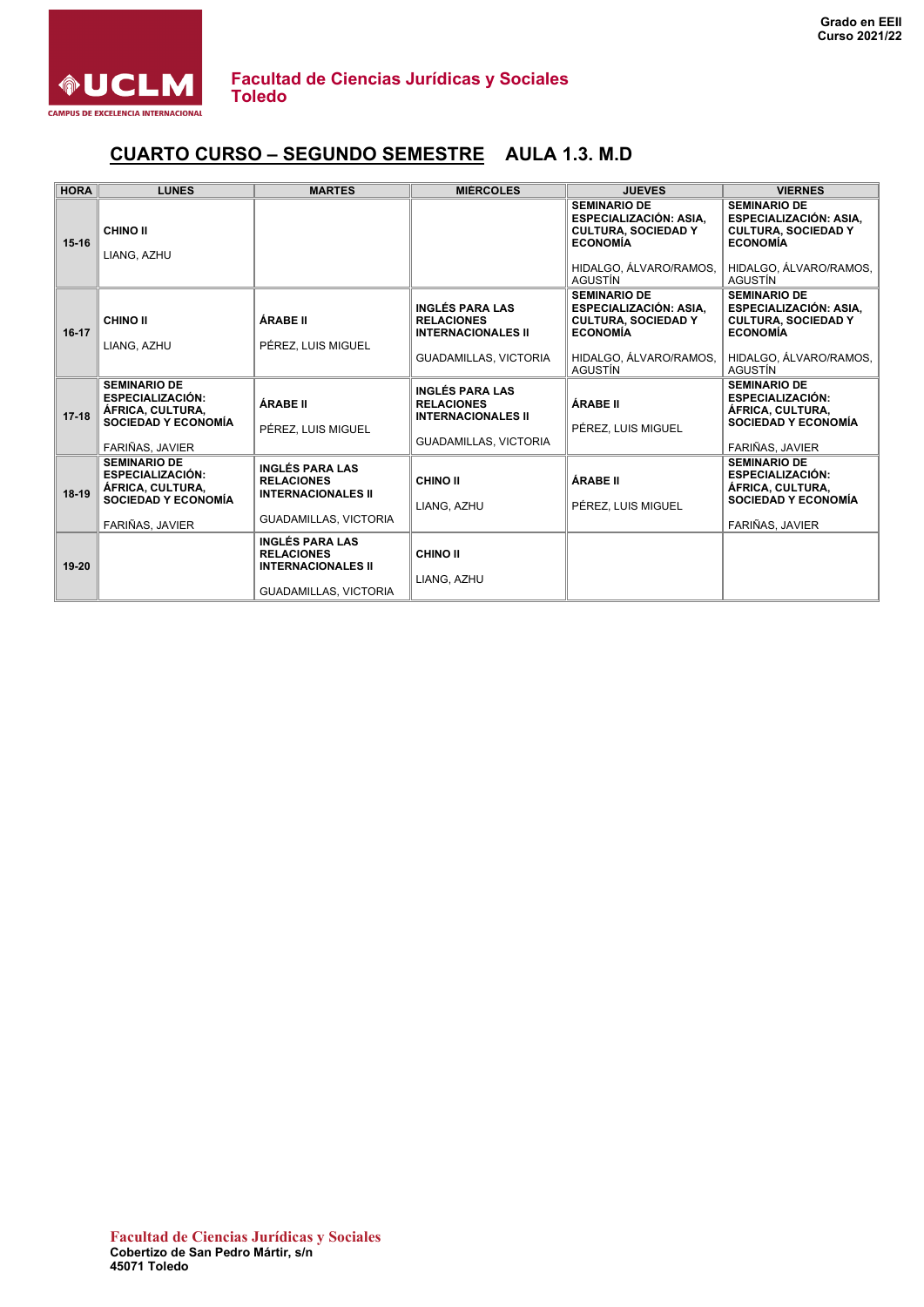Grado en EEII
Curso 2021/22

**Facultad de Ciencias Jurídicas y Sociales**
**Toledo**

## CUARTO CURSO – SEGUNDO SEMESTRE    AULA 1.3. M.D

| HORA | LUNES | MARTES | MIÉRCOLES | JUEVES | VIERNES |
|---|---|---|---|---|---|
| **15-16** | **CHINO II** LIANG, AZHU | | | **SEMINARIO DE ESPECIALIZACIÓN: ASIA, CULTURA, SOCIEDAD Y ECONOMÍA** HIDALGO, ÁLVARO/RAMOS, AGUSTÍN | **SEMINARIO DE ESPECIALIZACIÓN: ASIA, CULTURA, SOCIEDAD Y ECONOMÍA** HIDALGO, ÁLVARO/RAMOS, AGUSTÍN |
| **16-17** | **CHINO II** LIANG, AZHU | **ÁRABE II** PÉREZ, LUIS MIGUEL | **INGLÉS PARA LAS RELACIONES INTERNACIONALES II** GUADAMILLAS, VICTORIA | **SEMINARIO DE ESPECIALIZACIÓN: ASIA, CULTURA, SOCIEDAD Y ECONOMÍA** HIDALGO, ÁLVARO/RAMOS, AGUSTÍN | **SEMINARIO DE ESPECIALIZACIÓN: ASIA, CULTURA, SOCIEDAD Y ECONOMÍA** HIDALGO, ÁLVARO/RAMOS, AGUSTÍN |
| **17-18** | **SEMINARIO DE ESPECIALIZACIÓN: ÁFRICA, CULTURA, SOCIEDAD Y ECONOMÍA** FARIÑAS, JAVIER | **ÁRABE II** PÉREZ, LUIS MIGUEL | **INGLÉS PARA LAS RELACIONES INTERNACIONALES II** GUADAMILLAS, VICTORIA | **ÁRABE II** PÉREZ, LUIS MIGUEL | **SEMINARIO DE ESPECIALIZACIÓN: ÁFRICA, CULTURA, SOCIEDAD Y ECONOMÍA** FARIÑAS, JAVIER |
| **18-19** | **SEMINARIO DE ESPECIALIZACIÓN: ÁFRICA, CULTURA, SOCIEDAD Y ECONOMÍA** FARIÑAS, JAVIER | **INGLÉS PARA LAS RELACIONES INTERNACIONALES II** GUADAMILLAS, VICTORIA | **CHINO II** LIANG, AZHU | **ÁRABE II** PÉREZ, LUIS MIGUEL | **SEMINARIO DE ESPECIALIZACIÓN: ÁFRICA, CULTURA, SOCIEDAD Y ECONOMÍA** FARIÑAS, JAVIER |
| **19-20** | | **INGLÉS PARA LAS RELACIONES INTERNACIONALES II** GUADAMILLAS, VICTORIA | **CHINO II** LIANG, AZHU | | |

**Facultad de Ciencias Jurídicas y Sociales**
**Cobertizo de San Pedro Mártir, s/n**
**45071 Toledo**